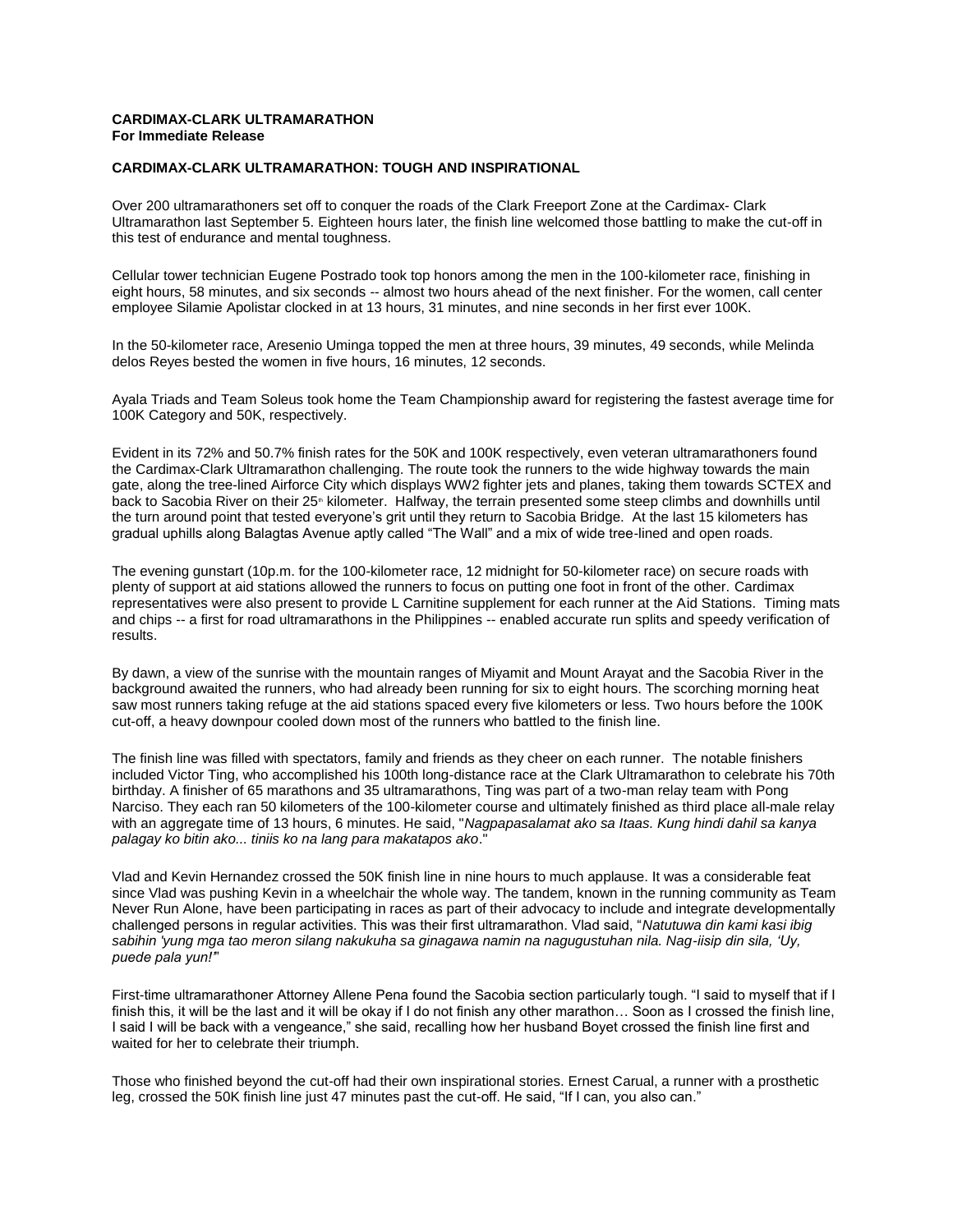**CARDIMAX-CLARK ULTRAMARATHON**
**For Immediate Release**

**CARDIMAX-CLARK ULTRAMARATHON: TOUGH AND INSPIRATIONAL**

Over 200 ultramarathoners set off to conquer the roads of the Clark Freeport Zone at the Cardimax- Clark Ultramarathon last September 5. Eighteen hours later, the finish line welcomed those battling to make the cut-off in this test of endurance and mental toughness.

Cellular tower technician Eugene Postrado took top honors among the men in the 100-kilometer race, finishing in eight hours, 58 minutes, and six seconds -- almost two hours ahead of the next finisher. For the women, call center employee Silamie Apolistar clocked in at 13 hours, 31 minutes, and nine seconds in her first ever 100K.

In the 50-kilometer race, Aresenio Uminga topped the men at three hours, 39 minutes, 49 seconds, while Melinda delos Reyes bested the women in five hours, 16 minutes, 12 seconds.

Ayala Triads and Team Soleus took home the Team Championship award for registering the fastest average time for 100K Category and 50K, respectively.

Evident in its 72% and 50.7% finish rates for the 50K and 100K respectively, even veteran ultramarathoners found the Cardimax-Clark Ultramarathon challenging. The route took the runners to the wide highway towards the main gate, along the tree-lined Airforce City which displays WW2 fighter jets and planes, taking them towards SCTEX and back to Sacobia River on their 25th kilometer. Halfway, the terrain presented some steep climbs and downhills until the turn around point that tested everyone's grit until they return to Sacobia Bridge. At the last 15 kilometers has gradual uphills along Balagtas Avenue aptly called "The Wall" and a mix of wide tree-lined and open roads.

The evening gunstart (10p.m. for the 100-kilometer race, 12 midnight for 50-kilometer race) on secure roads with plenty of support at aid stations allowed the runners to focus on putting one foot in front of the other. Cardimax representatives were also present to provide L Carnitine supplement for each runner at the Aid Stations. Timing mats and chips -- a first for road ultramarathons in the Philippines -- enabled accurate run splits and speedy verification of results.

By dawn, a view of the sunrise with the mountain ranges of Miyamit and Mount Arayat and the Sacobia River in the background awaited the runners, who had already been running for six to eight hours. The scorching morning heat saw most runners taking refuge at the aid stations spaced every five kilometers or less. Two hours before the 100K cut-off, a heavy downpour cooled down most of the runners who battled to the finish line.

The finish line was filled with spectators, family and friends as they cheer on each runner. The notable finishers included Victor Ting, who accomplished his 100th long-distance race at the Clark Ultramarathon to celebrate his 70th birthday. A finisher of 65 marathons and 35 ultramarathons, Ting was part of a two-man relay team with Pong Narciso. They each ran 50 kilometers of the 100-kilometer course and ultimately finished as third place all-male relay with an aggregate time of 13 hours, 6 minutes. He said, "*Nagpapasalamat ako sa Itaas. Kung hindi dahil sa kanya palagay ko bitin ako... tiniis ko na lang para makatapos ako*."

Vlad and Kevin Hernandez crossed the 50K finish line in nine hours to much applause. It was a considerable feat since Vlad was pushing Kevin in a wheelchair the whole way. The tandem, known in the running community as Team Never Run Alone, have been participating in races as part of their advocacy to include and integrate developmentally challenged persons in regular activities. This was their first ultramarathon. Vlad said, "*Natutuwa din kami kasi ibig sabihin 'yung mga tao meron silang nakukuha sa ginagawa namin na nagugustuhan nila. Nag-iisip din sila, 'Uy, puede pala yun!'*"

First-time ultramarathoner Attorney Allene Pena found the Sacobia section particularly tough. "I said to myself that if I finish this, it will be the last and it will be okay if I do not finish any other marathon… Soon as I crossed the finish line, I said I will be back with a vengeance," she said, recalling how her husband Boyet crossed the finish line first and waited for her to celebrate their triumph.

Those who finished beyond the cut-off had their own inspirational stories. Ernest Carual, a runner with a prosthetic leg, crossed the 50K finish line just 47 minutes past the cut-off. He said, "If I can, you also can."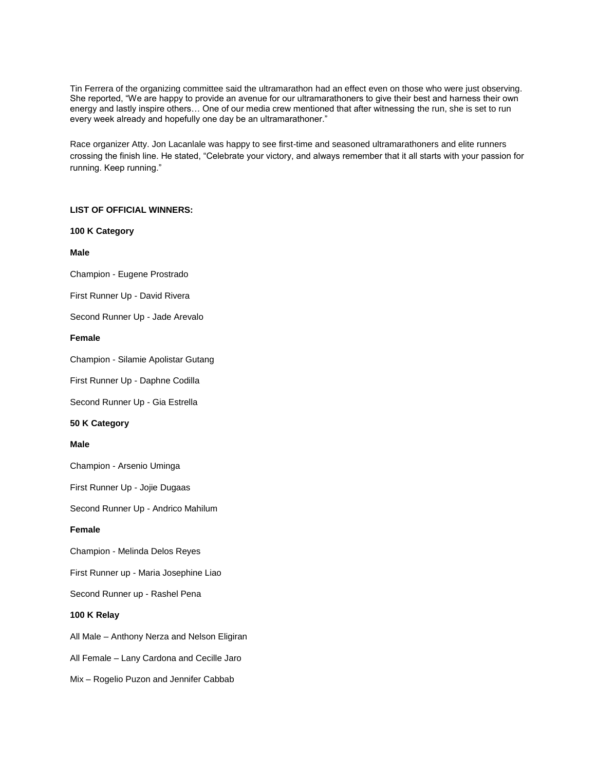Tin Ferrera of the organizing committee said the ultramarathon had an effect even on those who were just observing. She reported, "We are happy to provide an avenue for our ultramarathoners to give their best and harness their own energy and lastly inspire others… One of our media crew mentioned that after witnessing the run, she is set to run every week already and hopefully one day be an ultramarathoner."

Race organizer Atty. Jon Lacanlale was happy to see first-time and seasoned ultramarathoners and elite runners crossing the finish line. He stated, "Celebrate your victory, and always remember that it all starts with your passion for running. Keep running."

**LIST OF OFFICIAL WINNERS:**

**100 K Category**

**Male**

Champion - Eugene Prostrado

First Runner Up - David Rivera

Second Runner Up - Jade Arevalo

**Female**

Champion - Silamie Apolistar Gutang

First Runner Up - Daphne Codilla

Second Runner Up - Gia Estrella

**50 K Category**

**Male**

Champion - Arsenio Uminga

First Runner Up - Jojie Dugaas

Second Runner Up - Andrico Mahilum

**Female**

Champion - Melinda Delos Reyes

First Runner up - Maria Josephine Liao

Second Runner up - Rashel Pena

**100 K Relay**

All Male – Anthony Nerza and Nelson Eligiran

All Female – Lany Cardona and Cecille Jaro

Mix – Rogelio Puzon and Jennifer Cabbab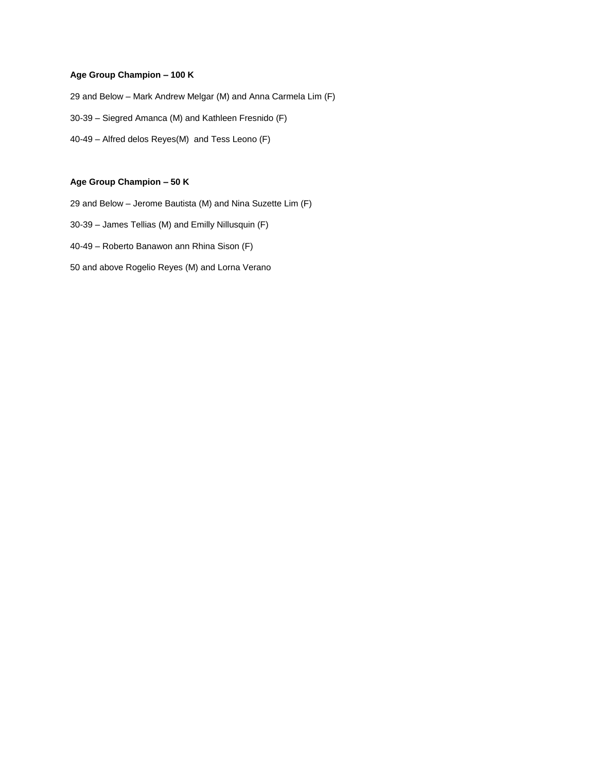**Age Group Champion – 100 K**

29 and Below – Mark Andrew Melgar (M) and Anna Carmela Lim (F)

30-39 – Siegred Amanca (M) and Kathleen Fresnido (F)

40-49 – Alfred delos Reyes(M) and Tess Leono (F)

**Age Group Champion – 50 K**

29 and Below – Jerome Bautista (M) and Nina Suzette Lim (F)

30-39 – James Tellias (M) and Emilly Nillusquin (F)

40-49 – Roberto Banawon ann Rhina Sison (F)

50 and above Rogelio Reyes (M) and Lorna Verano